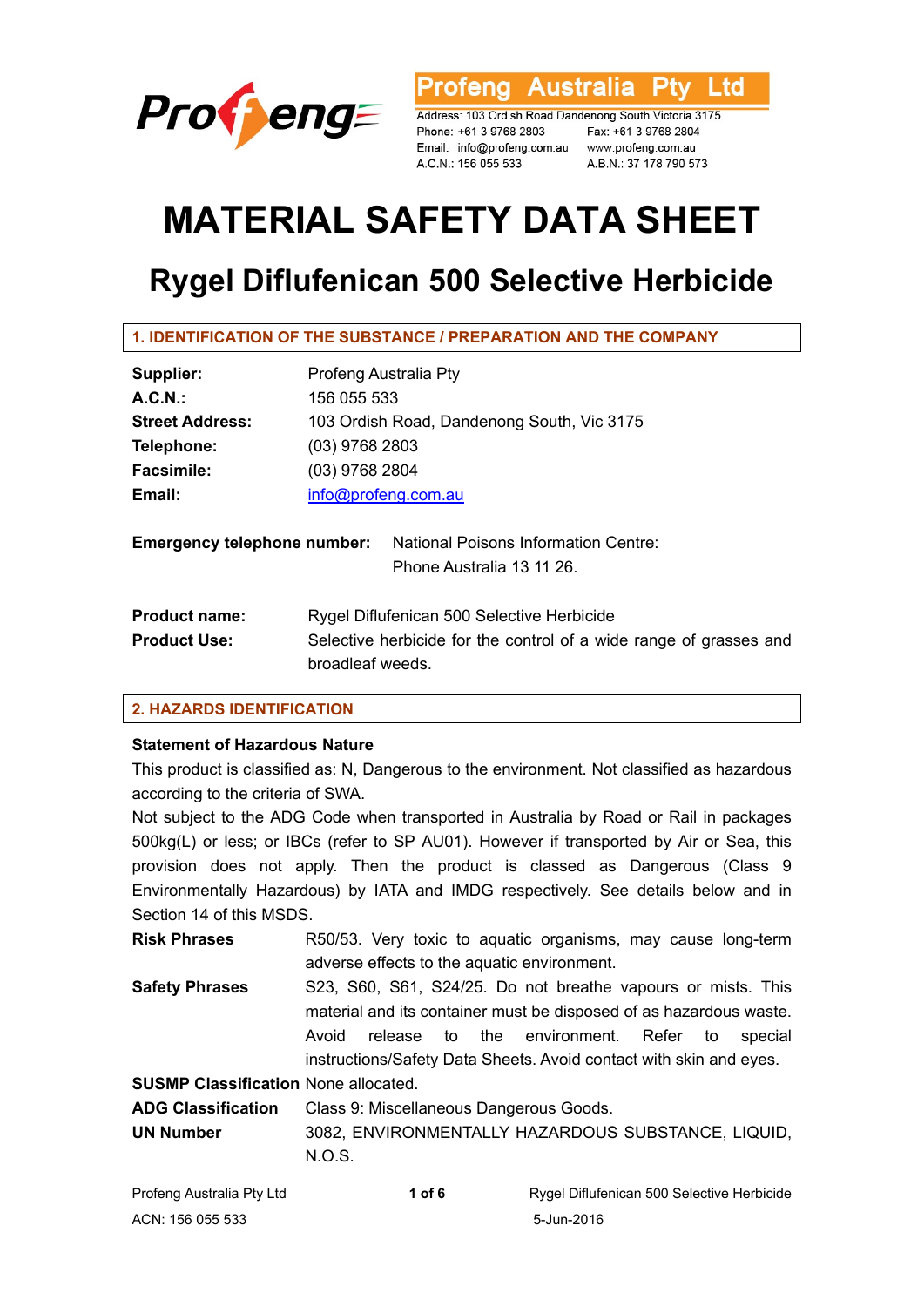Profeng Australia Pty Ltd

Address: 103 Ordish Road Dandenong South Victoria 3175
Phone: +61 3 9768 2803 Fax: +61 3 9768 2804
Email: info@profeng.com.au www.profeng.com.au
A.C.N.: 156 055 533 A.B.N.: 37 178 790 573

# MATERIAL SAFETY DATA SHEET

## Rygel Diflufenican 500 Selective Herbicide

### 1. IDENTIFICATION OF THE SUBSTANCE / PREPARATION AND THE COMPANY

**Supplier:** Profeng Australia Pty
**A.C.N.:** 156 055 533
**Street Address:** 103 Ordish Road, Dandenong South, Vic 3175
**Telephone:** (03) 9768 2803
**Facsimile:** (03) 9768 2804
**Email:** info@profeng.com.au

**Emergency telephone number:** National Poisons Information Centre: Phone Australia 13 11 26.

**Product name:** Rygel Diflufenican 500 Selective Herbicide
**Product Use:** Selective herbicide for the control of a wide range of grasses and broadleaf weeds.

### 2. HAZARDS IDENTIFICATION

**Statement of Hazardous Nature**

This product is classified as: N, Dangerous to the environment. Not classified as hazardous according to the criteria of SWA.

Not subject to the ADG Code when transported in Australia by Road or Rail in packages 500kg(L) or less; or IBCs (refer to SP AU01). However if transported by Air or Sea, this provision does not apply. Then the product is classed as Dangerous (Class 9 Environmentally Hazardous) by IATA and IMDG respectively. See details below and in Section 14 of this MSDS.

**Risk Phrases** R50/53. Very toxic to aquatic organisms, may cause long-term adverse effects to the aquatic environment.

**Safety Phrases** S23, S60, S61, S24/25. Do not breathe vapours or mists. This material and its container must be disposed of as hazardous waste. Avoid release to the environment. Refer to special instructions/Safety Data Sheets. Avoid contact with skin and eyes.

**SUSMP Classification** None allocated.

**ADG Classification** Class 9: Miscellaneous Dangerous Goods.

**UN Number** 3082, ENVIRONMENTALLY HAZARDOUS SUBSTANCE, LIQUID, N.O.S.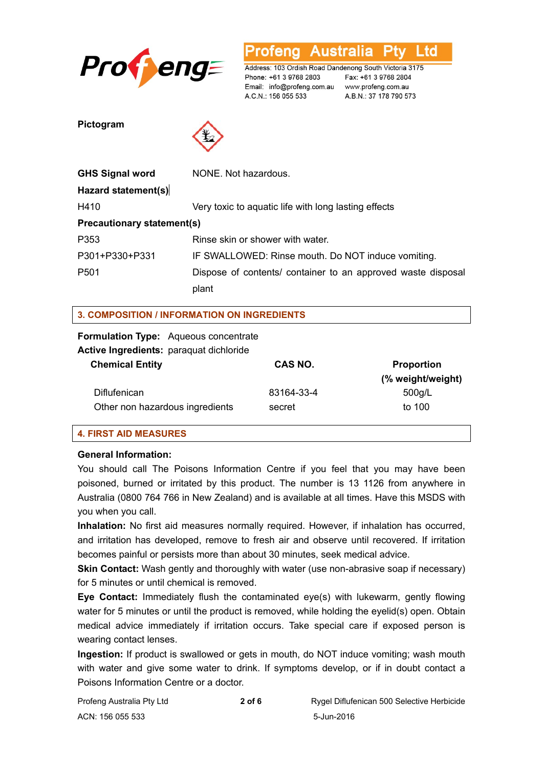**Pictogram**

| | |
|---|---|
| **GHS Signal word** | NONE. Not hazardous. |
| **Hazard statement(s)** | |
| H410 | Very toxic to aquatic life with long lasting effects |
| **Precautionary statement(s)** | |
| P353 | Rinse skin or shower with water. |
| P301+P330+P331 | IF SWALLOWED: Rinse mouth. Do NOT induce vomiting. |
| P501 | Dispose of contents/ container to an approved waste disposal plant |

## 3. COMPOSITION / INFORMATION ON INGREDIENTS

**Formulation Type:** Aqueous concentrate
**Active Ingredients:** paraquat dichloride

| Chemical Entity | CAS NO. | Proportion (% weight/weight) |
|---|---|---|
| Diflufenican | 83164-33-4 | 500g/L |
| Other non hazardous ingredients | secret | to 100 |

## 4. FIRST AID MEASURES

**General Information:**
You should call The Poisons Information Centre if you feel that you may have been poisoned, burned or irritated by this product. The number is 13 1126 from anywhere in Australia (0800 764 766 in New Zealand) and is available at all times. Have this MSDS with you when you call.

**Inhalation:** No first aid measures normally required. However, if inhalation has occurred, and irritation has developed, remove to fresh air and observe until recovered. If irritation becomes painful or persists more than about 30 minutes, seek medical advice.

**Skin Contact:** Wash gently and thoroughly with water (use non-abrasive soap if necessary) for 5 minutes or until chemical is removed.

**Eye Contact:** Immediately flush the contaminated eye(s) with lukewarm, gently flowing water for 5 minutes or until the product is removed, while holding the eyelid(s) open. Obtain medical advice immediately if irritation occurs. Take special care if exposed person is wearing contact lenses.

**Ingestion:** If product is swallowed or gets in mouth, do NOT induce vomiting; wash mouth with water and give some water to drink. If symptoms develop, or if in doubt contact a Poisons Information Centre or a doctor.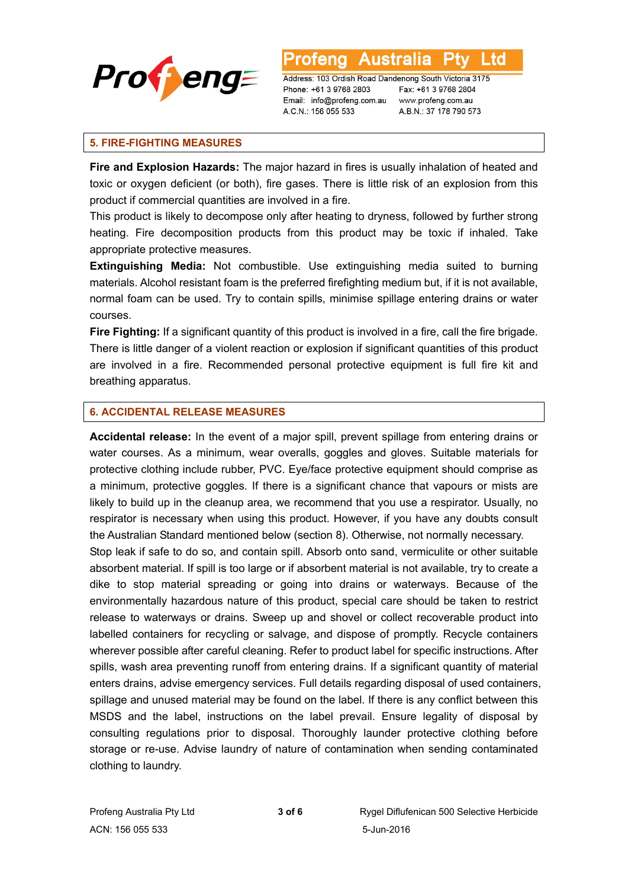## 5. FIRE-FIGHTING MEASURES

**Fire and Explosion Hazards:** The major hazard in fires is usually inhalation of heated and toxic or oxygen deficient (or both), fire gases. There is little risk of an explosion from this product if commercial quantities are involved in a fire.

This product is likely to decompose only after heating to dryness, followed by further strong heating. Fire decomposition products from this product may be toxic if inhaled. Take appropriate protective measures.

**Extinguishing Media:** Not combustible. Use extinguishing media suited to burning materials. Alcohol resistant foam is the preferred firefighting medium but, if it is not available, normal foam can be used. Try to contain spills, minimise spillage entering drains or water courses.

**Fire Fighting:** If a significant quantity of this product is involved in a fire, call the fire brigade. There is little danger of a violent reaction or explosion if significant quantities of this product are involved in a fire. Recommended personal protective equipment is full fire kit and breathing apparatus.

## 6. ACCIDENTAL RELEASE MEASURES

**Accidental release:** In the event of a major spill, prevent spillage from entering drains or water courses. As a minimum, wear overalls, goggles and gloves. Suitable materials for protective clothing include rubber, PVC. Eye/face protective equipment should comprise as a minimum, protective goggles. If there is a significant chance that vapours or mists are likely to build up in the cleanup area, we recommend that you use a respirator. Usually, no respirator is necessary when using this product. However, if you have any doubts consult the Australian Standard mentioned below (section 8). Otherwise, not normally necessary.

Stop leak if safe to do so, and contain spill. Absorb onto sand, vermiculite or other suitable absorbent material. If spill is too large or if absorbent material is not available, try to create a dike to stop material spreading or going into drains or waterways. Because of the environmentally hazardous nature of this product, special care should be taken to restrict release to waterways or drains. Sweep up and shovel or collect recoverable product into labelled containers for recycling or salvage, and dispose of promptly. Recycle containers wherever possible after careful cleaning. Refer to product label for specific instructions. After spills, wash area preventing runoff from entering drains. If a significant quantity of material enters drains, advise emergency services. Full details regarding disposal of used containers, spillage and unused material may be found on the label. If there is any conflict between this MSDS and the label, instructions on the label prevail. Ensure legality of disposal by consulting regulations prior to disposal. Thoroughly launder protective clothing before storage or re-use. Advise laundry of nature of contamination when sending contaminated clothing to laundry.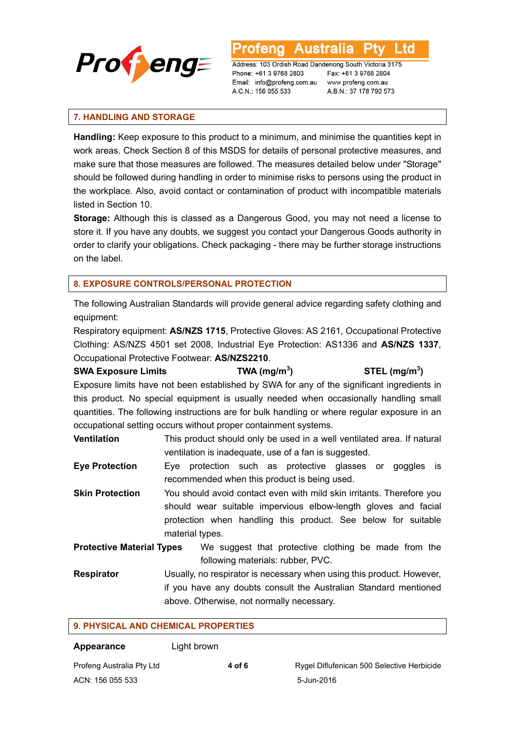## 7. HANDLING AND STORAGE

**Handling:** Keep exposure to this product to a minimum, and minimise the quantities kept in work areas. Check Section 8 of this MSDS for details of personal protective measures, and make sure that those measures are followed. The measures detailed below under "Storage" should be followed during handling in order to minimise risks to persons using the product in the workplace. Also, avoid contact or contamination of product with incompatible materials listed in Section 10.

**Storage:** Although this is classed as a Dangerous Good, you may not need a license to store it. If you have any doubts, we suggest you contact your Dangerous Goods authority in order to clarify your obligations. Check packaging - there may be further storage instructions on the label.

## 8. EXPOSURE CONTROLS/PERSONAL PROTECTION

The following Australian Standards will provide general advice regarding safety clothing and equipment:

Respiratory equipment: **AS/NZS 1715**, Protective Gloves: AS 2161, Occupational Protective Clothing: AS/NZS 4501 set 2008, Industrial Eye Protection: AS1336 and **AS/NZS 1337**, Occupational Protective Footwear: **AS/NZS2210**.

| **SWA Exposure Limits** | **TWA (mg/m$^3$)** | **STEL (mg/m$^3$)** |
|---|---|---|

Exposure limits have not been established by SWA for any of the significant ingredients in this product. No special equipment is usually needed when occasionally handling small quantities. The following instructions are for bulk handling or where regular exposure in an occupational setting occurs without proper containment systems.

**Ventilation** This product should only be used in a well ventilated area. If natural ventilation is inadequate, use of a fan is suggested.

**Eye Protection** Eye protection such as protective glasses or goggles is recommended when this product is being used.

**Skin Protection** You should avoid contact even with mild skin irritants. Therefore you should wear suitable impervious elbow-length gloves and facial protection when handling this product. See below for suitable material types.

**Protective Material Types** We suggest that protective clothing be made from the following materials: rubber, PVC.

**Respirator** Usually, no respirator is necessary when using this product. However, if you have any doubts consult the Australian Standard mentioned above. Otherwise, not normally necessary.

## 9. PHYSICAL AND CHEMICAL PROPERTIES

**Appearance** Light brown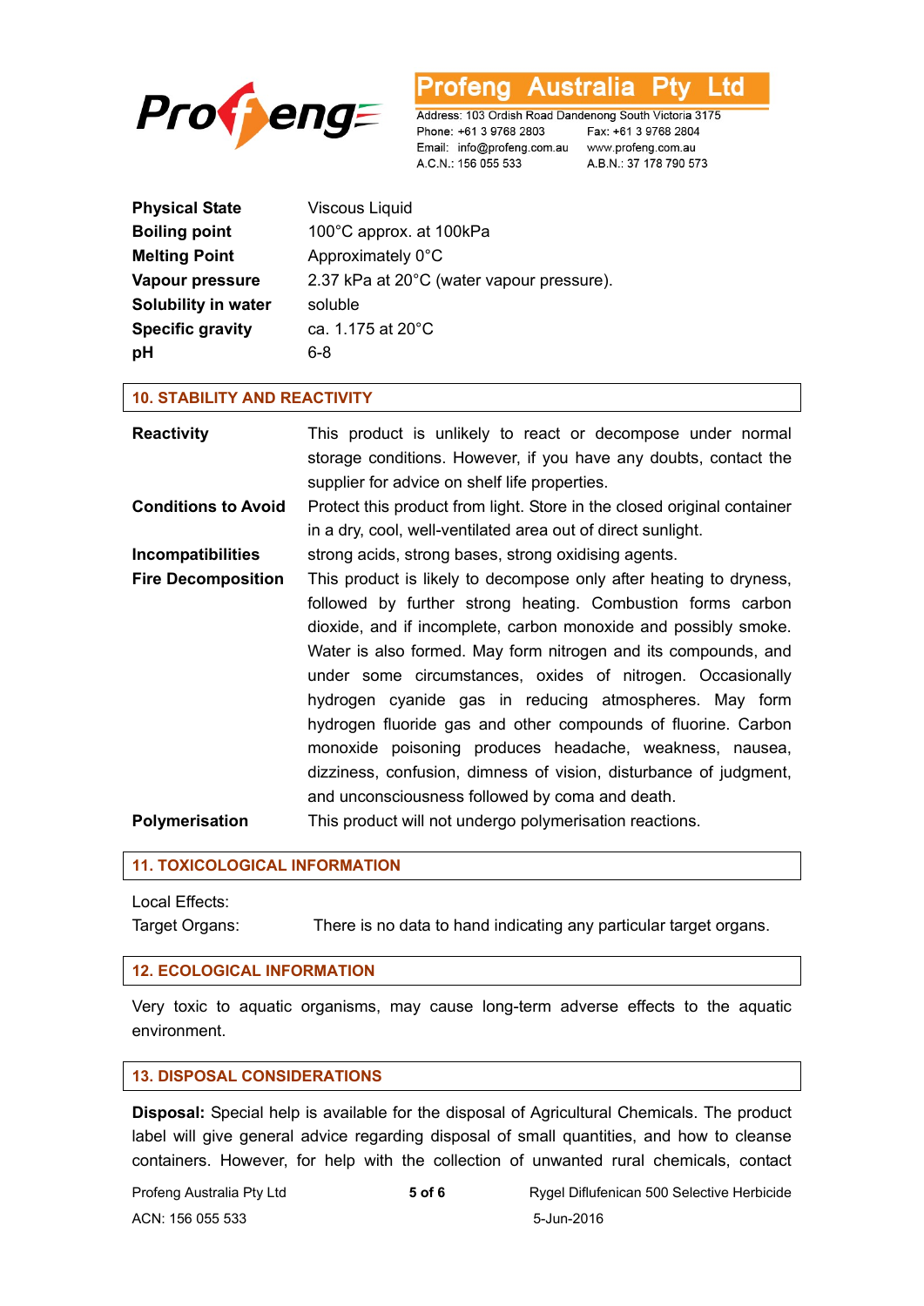| Property | Value |
|---|---|
| **Physical State** | Viscous Liquid |
| **Boiling point** | 100°C approx. at 100kPa |
| **Melting Point** | Approximately 0°C |
| **Vapour pressure** | 2.37 kPa at 20°C (water vapour pressure). |
| **Solubility in water** | soluble |
| **Specific gravity** | ca. 1.175 at 20°C |
| **pH** | 6-8 |

## 10. STABILITY AND REACTIVITY

**Reactivity** This product is unlikely to react or decompose under normal storage conditions. However, if you have any doubts, contact the supplier for advice on shelf life properties.

**Conditions to Avoid** Protect this product from light. Store in the closed original container in a dry, cool, well-ventilated area out of direct sunlight.

**Incompatibilities** strong acids, strong bases, strong oxidising agents.

**Fire Decomposition** This product is likely to decompose only after heating to dryness, followed by further strong heating. Combustion forms carbon dioxide, and if incomplete, carbon monoxide and possibly smoke. Water is also formed. May form nitrogen and its compounds, and under some circumstances, oxides of nitrogen. Occasionally hydrogen cyanide gas in reducing atmospheres. May form hydrogen fluoride gas and other compounds of fluorine. Carbon monoxide poisoning produces headache, weakness, nausea, dizziness, confusion, dimness of vision, disturbance of judgment, and unconsciousness followed by coma and death.

**Polymerisation** This product will not undergo polymerisation reactions.

## 11. TOXICOLOGICAL INFORMATION

Local Effects:

Target Organs: There is no data to hand indicating any particular target organs.

## 12. ECOLOGICAL INFORMATION

Very toxic to aquatic organisms, may cause long-term adverse effects to the aquatic environment.

## 13. DISPOSAL CONSIDERATIONS

**Disposal:** Special help is available for the disposal of Agricultural Chemicals. The product label will give general advice regarding disposal of small quantities, and how to cleanse containers. However, for help with the collection of unwanted rural chemicals, contact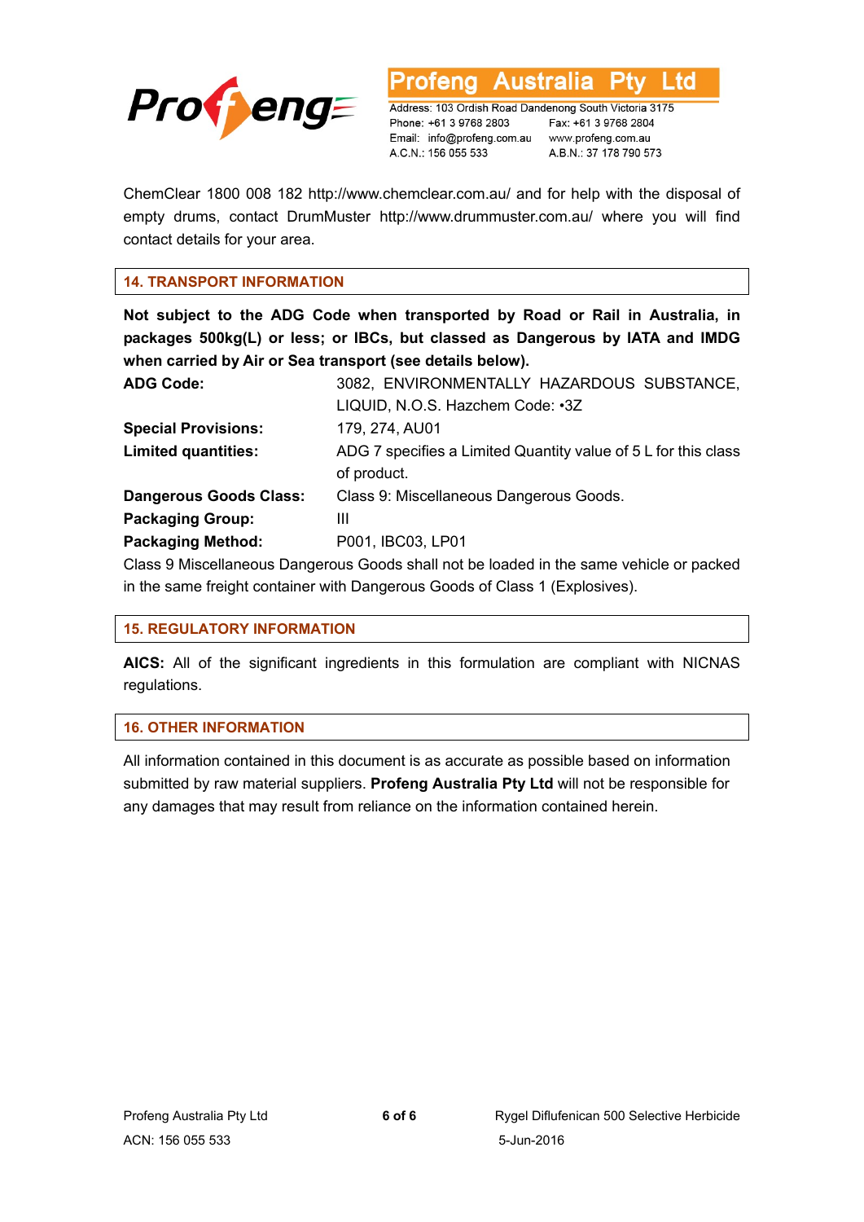ChemClear 1800 008 182 http://www.chemclear.com.au/ and for help with the disposal of empty drums, contact DrumMuster http://www.drummuster.com.au/ where you will find contact details for your area.

## 14. TRANSPORT INFORMATION

**Not subject to the ADG Code when transported by Road or Rail in Australia, in packages 500kg(L) or less; or IBCs, but classed as Dangerous by IATA and IMDG when carried by Air or Sea transport (see details below).**

| | |
|---|---|
| **ADG Code:** | 3082, ENVIRONMENTALLY HAZARDOUS SUBSTANCE, LIQUID, N.O.S. Hazchem Code: •3Z |
| **Special Provisions:** | 179, 274, AU01 |
| **Limited quantities:** | ADG 7 specifies a Limited Quantity value of 5 L for this class of product. |
| **Dangerous Goods Class:** | Class 9: Miscellaneous Dangerous Goods. |
| **Packaging Group:** | III |
| **Packaging Method:** | P001, IBC03, LP01 |

Class 9 Miscellaneous Dangerous Goods shall not be loaded in the same vehicle or packed in the same freight container with Dangerous Goods of Class 1 (Explosives).

## 15. REGULATORY INFORMATION

**AICS:** All of the significant ingredients in this formulation are compliant with NICNAS regulations.

## 16. OTHER INFORMATION

All information contained in this document is as accurate as possible based on information submitted by raw material suppliers. **Profeng Australia Pty Ltd** will not be responsible for any damages that may result from reliance on the information contained herein.